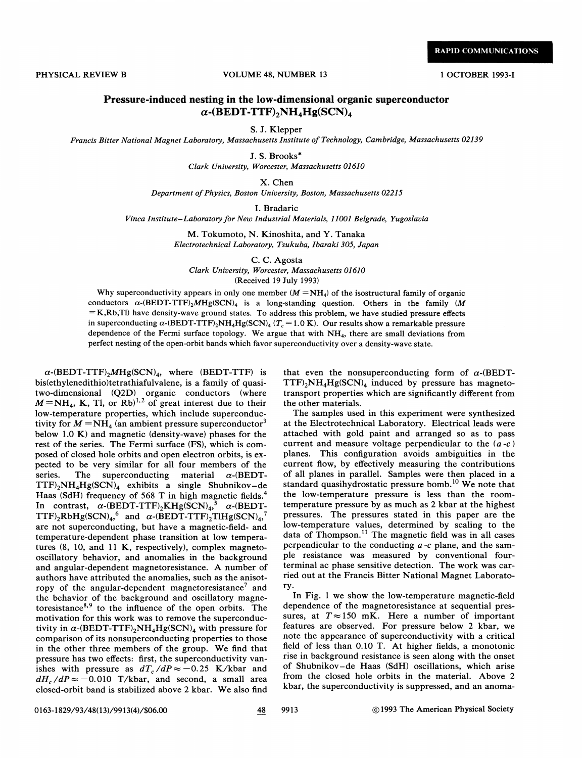# Pressure-induced nesting in the low-dimensional organic superconductor $\alpha$-(BEDT-TTF)$_2$NH$_4$Hg(SCN)$_4$

S. J. Klepper

*Francis Bitter National Magnet Laboratory, Massachusetts Institute of Technology, Cambridge, Massachusetts 02139*

J. S. Brooks*

*Clark University, Worcester, Massachusetts 01610*

X. Chen

*Department of Physics, Boston University, Boston, Massachusetts 02215*

I. Bradaric

*Vinca Institute–Laboratory for New Industrial Materials, 11001 Belgrade, Yugoslavia*

M. Tokumoto, N. Kinoshita, and Y. Tanaka

*Electrotechnical Laboratory, Tsukuba, Ibaraki 305, Japan*

C. C. Agosta

*Clark University, Worcester, Massachusetts 01610*

(Received 19 July 1993)

Why superconductivity appears in only one member ($M=$NH$_4$) of the isostructural family of organic conductors $\alpha$-(BEDT-TTF)$_2M$Hg(SCN)$_4$ is a long-standing question. Others in the family ($M$ =K,Rb,Tl) have density-wave ground states. To address this problem, we have studied pressure effects in superconducting $\alpha$-(BEDT-TTF)$_2$NH$_4$Hg(SCN)$_4$ ($T_c=1.0$ K). Our results show a remarkable pressure dependence of the Fermi surface topology. We argue that with NH$_4$, there are small deviations from perfect nesting of the open-orbit bands which favor superconductivity over a density-wave state.

$\alpha$-(BEDT-TTF)$_2M$Hg(SCN)$_4$, where (BEDT-TTF) is bis(ethylenedithio)tetrathiafulvalene, is a family of quasi-two-dimensional (Q2D) organic conductors (where $M=$NH$_4$, K, Tl, or Rb)[1,2] of great interest due to their low-temperature properties, which include superconductivity for $M=$NH$_4$ (an ambient pressure superconductor[3] below 1.0 K) and magnetic (density-wave) phases for the rest of the series. The Fermi surface (FS), which is composed of closed hole orbits and open electron orbits, is expected to be very similar for all four members of the series. The superconducting material $\alpha$-(BEDT-TTF)$_2$NH$_4$Hg(SCN)$_4$ exhibits a single Shubnikov–de Haas (SdH) frequency of 568 T in high magnetic fields.[4] In contrast, $\alpha$-(BEDT-TTF)$_2$KHg(SCN)$_4$,[5] $\alpha$-(BEDT-TTF)$_2$RbHg(SCN)$_4$,[6] and $\alpha$-(BEDT-TTF)$_2$TlHg(SCN)$_4$,[7] are not superconducting, but have a magnetic-field- and temperature-dependent phase transition at low temperatures (8, 10, and 11 K, respectively), complex magneto-oscillatory behavior, and anomalies in the background and angular-dependent magnetoresistance. A number of authors have attributed the anomalies, such as the anisotropy of the angular-dependent magnetoresistance[7] and the behavior of the background and oscillatory magnetoresistance[8,9] to the influence of the open orbits. The motivation for this work was to remove the superconductivity in $\alpha$-(BEDT-TTF)$_2$NH$_4$Hg(SCN)$_4$ with pressure for comparison of its nonsuperconducting properties to those in the other three members of the group. We find that pressure has two effects: first, the superconductivity vanishes with pressure as $dT_c/dP \approx -0.25$ K/kbar and $dH_c/dP \approx -0.010$ T/kbar, and second, a small area closed-orbit band is stabilized above 2 kbar. We also find that even the nonsuperconducting form of $\alpha$-(BEDT-TTF)$_2$NH$_4$Hg(SCN)$_4$ induced by pressure has magnetotransport properties which are significantly different from the other materials.

The samples used in this experiment were synthesized at the Electrotechnical Laboratory. Electrical leads were attached with gold paint and arranged so as to pass current and measure voltage perpendicular to the ($a$-$c$) planes. This configuration avoids ambiguities in the current flow, by effectively measuring the contributions of all planes in parallel. Samples were then placed in a standard quasihydrostatic pressure bomb.[10] We note that the low-temperature pressure is less than the room-temperature pressure by as much as 2 kbar at the highest pressures. The pressures stated in this paper are the low-temperature values, determined by scaling to the data of Thompson.[11] The magnetic field was in all cases perpendicular to the conducting $a$-$c$ plane, and the sample resistance was measured by conventional four-terminal ac phase sensitive detection. The work was carried out at the Francis Bitter National Magnet Laboratory.

In Fig. 1 we show the low-temperature magnetic-field dependence of the magnetoresistance at sequential pressures, at $T \approx 150$ mK. Here a number of important features are observed. For pressure below 2 kbar, we note the appearance of superconductivity with a critical field of less than 0.10 T. At higher fields, a monotonic rise in background resistance is seen along with the onset of Shubnikov–de Haas (SdH) oscillations, which arise from the closed hole orbits in the material. Above 2 kbar, the superconductivity is suppressed, and an anoma-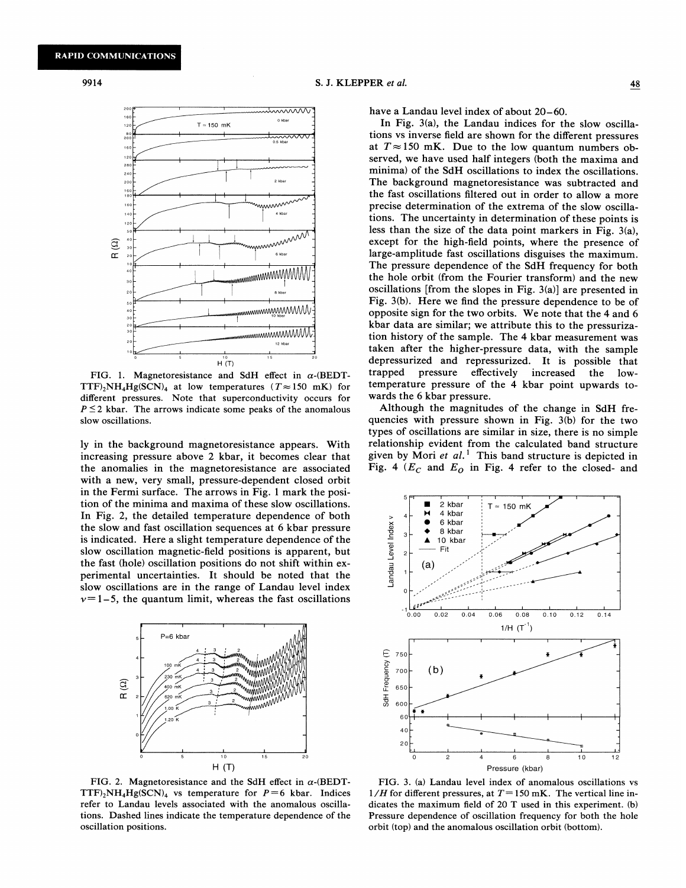FIG. 1. Magnetoresistance and SdH effect in $\alpha$-(BEDT-TTF)$_2$NH$_4$Hg(SCN)$_4$ at low temperatures ($T \approx 150$ mK) for different pressures. Note that superconductivity occurs for $P \leq 2$ kbar. The arrows indicate some peaks of the anomalous slow oscillations.

ly in the background magnetoresistance appears. With increasing pressure above 2 kbar, it becomes clear that the anomalies in the magnetoresistance are associated with a new, very small, pressure-dependent closed orbit in the Fermi surface. The arrows in Fig. 1 mark the position of the minima and maxima of these slow oscillations. In Fig. 2, the detailed temperature dependence of both the slow and fast oscillation sequences at 6 kbar pressure is indicated. Here a slight temperature dependence of the slow oscillation magnetic-field positions is apparent, but the fast (hole) oscillation positions do not shift within experimental uncertainties. It should be noted that the slow oscillations are in the range of Landau level index $\nu = 1-5$, the quantum limit, whereas the fast oscillations have a Landau level index of about 20–60.

FIG. 2. Magnetoresistance and the SdH effect in $\alpha$-(BEDT-TTF)$_2$NH$_4$Hg(SCN)$_4$ vs temperature for $P = 6$ kbar. Indices refer to Landau levels associated with the anomalous oscillations. Dashed lines indicate the temperature dependence of the oscillation positions.

In Fig. 3(a), the Landau indices for the slow oscillations vs inverse field are shown for the different pressures at $T \approx 150$ mK. Due to the low quantum numbers observed, we have used half integers (both the maxima and minima) of the SdH oscillations to index the oscillations. The background magnetoresistance was subtracted and the fast oscillations filtered out in order to allow a more precise determination of the extrema of the slow oscillations. The uncertainty in determination of these points is less than the size of the data point markers in Fig. 3(a), except for the high-field points, where the presence of large-amplitude fast oscillations disguises the maximum. The pressure dependence of the SdH frequency for both the hole orbit (from the Fourier transform) and the new oscillations [from the slopes in Fig. 3(a)] are presented in Fig. 3(b). Here we find the pressure dependence to be of opposite sign for the two orbits. We note that the 4 and 6 kbar data are similar; we attribute this to the pressurization history of the sample. The 4 kbar measurement was taken after the higher-pressure data, with the sample depressurized and repressurized. It is possible that trapped pressure effectively increased the low-temperature pressure of the 4 kbar point upwards towards the 6 kbar pressure.

Although the magnitudes of the change in SdH frequencies with pressure shown in Fig. 3(b) for the two types of oscillations are similar in size, there is no simple relationship evident from the calculated band structure given by Mori *et al.*[1] This band structure is depicted in Fig. 4 ($E_C$ and $E_O$ in Fig. 4 refer to the closed- and

FIG. 3. (a) Landau level index of anomalous oscillations vs $1/H$ for different pressures, at $T = 150$ mK. The vertical line indicates the maximum field of 20 T used in this experiment. (b) Pressure dependence of oscillation frequency for both the hole orbit (top) and the anomalous oscillation orbit (bottom).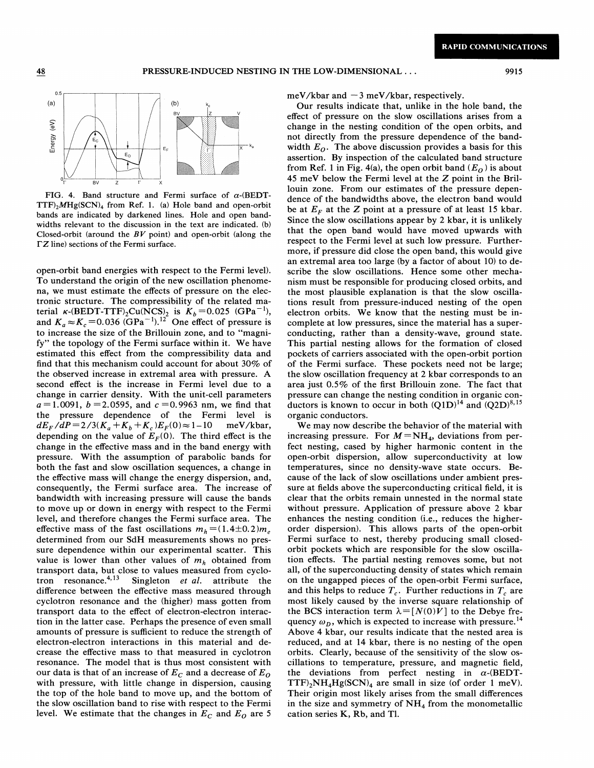FIG. 4. Band structure and Fermi surface of $\alpha$-(BEDT-TTF)$_2M$Hg(SCN)$_4$ from Ref. 1. (a) Hole band and open-orbit bands are indicated by darkened lines. Hole and open bandwidths relevant to the discussion in the text are indicated. (b) Closed-orbit (around the $BV$ point) and open-orbit (along the $\Gamma Z$ line) sections of the Fermi surface.

open-orbit band energies with respect to the Fermi level). To understand the origin of the new oscillation phenomena, we must estimate the effects of pressure on the electronic structure. The compressibility of the related material $\kappa$-(BEDT-TTF)$_2$Cu(NCS)$_2$ is $K_b = 0.025$ (GPa$^{-1}$), and $K_a \approx K_c = 0.036$ (GPa$^{-1}$).[12] One effect of pressure is to increase the size of the Brillouin zone, and to "magnify" the topology of the Fermi surface within it. We have estimated this effect from the compressibility data and find that this mechanism could account for about 30% of the observed increase in extremal area with pressure. A second effect is the increase in Fermi level due to a change in carrier density. With the unit-cell parameters $a = 1.0091$, $b = 2.0595$, and $c = 0.9963$ nm, we find that the pressure dependence of the Fermi level is $dE_F/dP = 2/3(K_a + K_b + K_c)E_F(0) \approx 1-10$ meV/kbar, depending on the value of $E_F(0)$. The third effect is the change in the effective mass and in the band energy with pressure. With the assumption of parabolic bands for both the fast and slow oscillation sequences, a change in the effective mass will change the energy dispersion, and, consequently, the Fermi surface area. The increase of bandwidth with increasing pressure will cause the bands to move up or down in energy with respect to the Fermi level, and therefore changes the Fermi surface area. The effective mass of the fast oscillations $m_h = (1.4 \pm 0.2)m_e$ determined from our SdH measurements shows no pressure dependence within our experimental scatter. This value is lower than other values of $m_h$ obtained from transport data, but close to values measured from cyclotron resonance.[4,13] Singleton *et al.* attribute the difference between the effective mass measured through cyclotron resonance and the (higher) mass gotten from transport data to the effect of electron-electron interaction in the latter case. Perhaps the presence of even small amounts of pressure is sufficient to reduce the strength of electron-electron interactions in this material and decrease the effective mass to that measured in cyclotron resonance. The model that is thus most consistent with our data is that of an increase of $E_C$ and a decrease of $E_O$ with pressure, with little change in dispersion, causing the top of the hole band to move up, and the bottom of the slow oscillation band to rise with respect to the Fermi level. We estimate that the changes in $E_C$ and $E_O$ are 5 meV/kbar and $-3$ meV/kbar, respectively.

Our results indicate that, unlike in the hole band, the effect of pressure on the slow oscillations arises from a change in the nesting condition of the open orbits, and not directly from the pressure dependence of the bandwidth $E_O$. The above discussion provides a basis for this assertion. By inspection of the calculated band structure from Ref. 1 in Fig. 4(a), the open orbit band ($E_O$) is about 45 meV below the Fermi level at the $Z$ point in the Brillouin zone. From our estimates of the pressure dependence of the bandwidths above, the electron band would be at $E_F$ at the $Z$ point at a pressure of at least 15 kbar. Since the slow oscillations appear by 2 kbar, it is unlikely that the open band would have moved upwards with respect to the Fermi level at such low pressure. Furthermore, if pressure did close the open band, this would give an extremal area too large (by a factor of about 10) to describe the slow oscillations. Hence some other mechanism must be responsible for producing closed orbits, and the most plausible explanation is that the slow oscillations result from pressure-induced nesting of the open electron orbits. We know that the nesting must be incomplete at low pressures, since the material has a superconducting, rather than a density-wave, ground state. This partial nesting allows for the formation of closed pockets of carriers associated with the open-orbit portion of the Fermi surface. These pockets need not be large; the slow oscillation frequency at 2 kbar corresponds to an area just 0.5% of the first Brillouin zone. The fact that pressure can change the nesting condition in organic conductors is known to occur in both (Q1D)[14] and (Q2D)[8,15] organic conductors.

We may now describe the behavior of the material with increasing pressure. For $M = NH_4$, deviations from perfect nesting, cased by higher harmonic content in the open-orbit dispersion, allow superconductivity at low temperatures, since no density-wave state occurs. Because of the lack of slow oscillations under ambient pressure at fields above the superconducting critical field, it is clear that the orbits remain unnested in the normal state without pressure. Application of pressure above 2 kbar enhances the nesting condition (i.e., reduces the higher-order dispersion). This allows parts of the open-orbit Fermi surface to nest, thereby producing small closed-orbit pockets which are responsible for the slow oscillation effects. The partial nesting removes some, but not all, of the superconducting density of states which remain on the ungapped pieces of the open-orbit Fermi surface, and this helps to reduce $T_c$. Further reductions in $T_c$ are most likely caused by the inverse square relationship of the BCS interaction term $\lambda = [N(0)V]$ to the Debye frequency $\omega_D$, which is expected to increase with pressure.[14] Above 4 kbar, our results indicate that the nested area is reduced, and at 14 kbar, there is no nesting of the open orbits. Clearly, because of the sensitivity of the slow oscillations to temperature, pressure, and magnetic field, the deviations from perfect nesting in $\alpha$-(BEDT-TTF)$_2$NH$_4$Hg(SCN)$_4$ are small in size (of order 1 meV). Their origin most likely arises from the small differences in the size and symmetry of $NH_4$ from the monometallic cation series K, Rb, and Tl.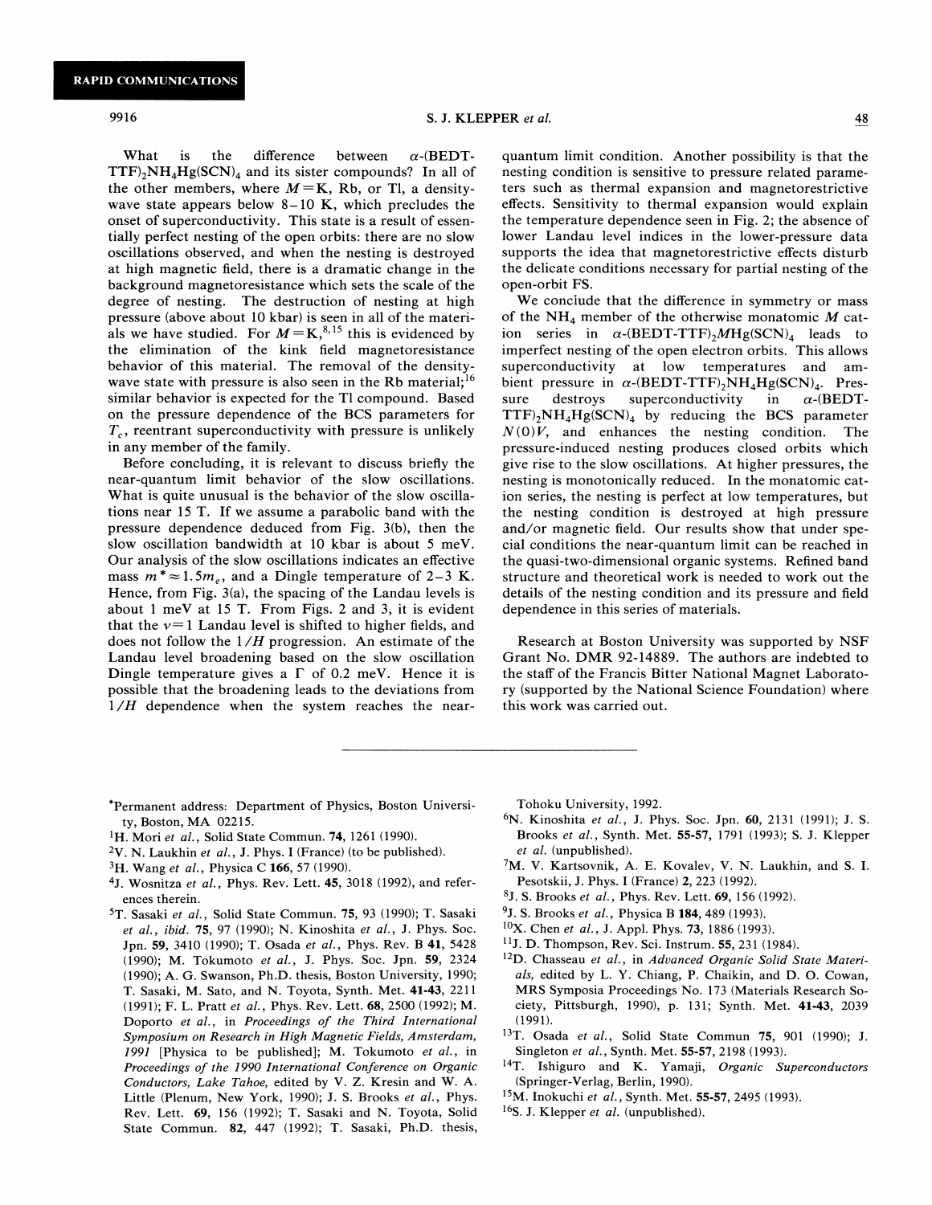What is the difference between $\alpha$-(BEDT-TTF)$_2$NH$_4$Hg(SCN)$_4$ and its sister compounds? In all of the other members, where $M$=K, Rb, or Tl, a density-wave state appears below 8–10 K, which precludes the onset of superconductivity. This state is a result of essentially perfect nesting of the open orbits: there are no slow oscillations observed, and when the nesting is destroyed at high magnetic field, there is a dramatic change in the background magnetoresistance which sets the scale of the degree of nesting. The destruction of nesting at high pressure (above about 10 kbar) is seen in all of the materials we have studied. For $M$=K,[8,15] this is evidenced by the elimination of the kink field magnetoresistance behavior of this material. The removal of the density-wave state with pressure is also seen in the Rb material;[16] similar behavior is expected for the Tl compound. Based on the pressure dependence of the BCS parameters for $T_c$, reentrant superconductivity with pressure is unlikely in any member of the family.

Before concluding, it is relevant to discuss briefly the near-quantum limit behavior of the slow oscillations. What is quite unusual is the behavior of the slow oscillations near 15 T. If we assume a parabolic band with the pressure dependence deduced from Fig. 3(b), then the slow oscillation bandwidth at 10 kbar is about 5 meV. Our analysis of the slow oscillations indicates an effective mass $m^* \approx 1.5 m_e$, and a Dingle temperature of 2–3 K. Hence, from Fig. 3(a), the spacing of the Landau levels is about 1 meV at 15 T. From Figs. 2 and 3, it is evident that the $\nu=1$ Landau level is shifted to higher fields, and does not follow the $1/H$ progression. An estimate of the Landau level broadening based on the slow oscillation Dingle temperature gives a $\Gamma$ of 0.2 meV. Hence it is possible that the broadening leads to the deviations from $1/H$ dependence when the system reaches the near-quantum limit condition. Another possibility is that the nesting condition is sensitive to pressure related parameters such as thermal expansion and magnetorestrictive effects. Sensitivity to thermal expansion would explain the temperature dependence seen in Fig. 2; the absence of lower Landau level indices in the lower-pressure data supports the idea that magnetorestrictive effects disturb the delicate conditions necessary for partial nesting of the open-orbit FS.

We conclude that the difference in symmetry or mass of the NH$_4$ member of the otherwise monatomic $M$ cation series in $\alpha$-(BEDT-TTF)$_2M$Hg(SCN)$_4$ leads to imperfect nesting of the open electron orbits. This allows superconductivity at low temperatures and ambient pressure in $\alpha$-(BEDT-TTF)$_2$NH$_4$Hg(SCN)$_4$. Pressure destroys superconductivity in $\alpha$-(BEDT-TTF)$_2$NH$_4$Hg(SCN)$_4$ by reducing the BCS parameter $N(0)V$, and enhances the nesting condition. The pressure-induced nesting produces closed orbits which give rise to the slow oscillations. At higher pressures, the nesting is monotonically reduced. In the monatomic cation series, the nesting is perfect at low temperatures, but the nesting condition is destroyed at high pressure and/or magnetic field. Our results show that under special conditions the near-quantum limit can be reached in the quasi-two-dimensional organic systems. Refined band structure and theoretical work is needed to work out the details of the nesting condition and its pressure and field dependence in this series of materials.

Research at Boston University was supported by NSF Grant No. DMR 92-14889. The authors are indebted to the staff of the Francis Bitter National Magnet Laboratory (supported by the National Science Foundation) where this work was carried out.

---

*Permanent address: Department of Physics, Boston University, Boston, MA 02215.

[1] H. Mori *et al.*, Solid State Commun. **74**, 1261 (1990).

[2] V. N. Laukhin *et al.*, J. Phys. I (France) (to be published).

[3] H. Wang *et al.*, Physica C **166**, 57 (1990).

[4] J. Wosnitza *et al.*, Phys. Rev. Lett. **45**, 3018 (1992), and references therein.

[5] T. Sasaki *et al.*, Solid State Commun. **75**, 93 (1990); T. Sasaki *et al.*, *ibid.* **75**, 97 (1990); N. Kinoshita *et al.*, J. Phys. Soc. Jpn. **59**, 3410 (1990); T. Osada *et al.*, Phys. Rev. B **41**, 5428 (1990); M. Tokumoto *et al.*, J. Phys. Soc. Jpn. **59**, 2324 (1990); A. G. Swanson, Ph.D. thesis, Boston University, 1990; T. Sasaki, M. Sato, and N. Toyota, Synth. Met. **41-43**, 2211 (1991); F. L. Pratt *et al.*, Phys. Rev. Lett. **68**, 2500 (1992); M. Doporto *et al.*, in *Proceedings of the Third International Symposium on Research in High Magnetic Fields, Amsterdam, 1991* [Physica to be published]; M. Tokumoto *et al.*, in *Proceedings of the 1990 International Conference on Organic Conductors, Lake Tahoe,* edited by V. Z. Kresin and W. A. Little (Plenum, New York, 1990); J. S. Brooks *et al.*, Phys. Rev. Lett. **69**, 156 (1992); T. Sasaki and N. Toyota, Solid State Commun. **82**, 447 (1992); T. Sasaki, Ph.D. thesis, Tohoku University, 1992.

[6] N. Kinoshita *et al.*, J. Phys. Soc. Jpn. **60**, 2131 (1991); J. S. Brooks *et al.*, Synth. Met. **55-57**, 1791 (1993); S. J. Klepper *et al.* (unpublished).

[7] M. V. Kartsovnik, A. E. Kovalev, V. N. Laukhin, and S. I. Pesotskii, J. Phys. I (France) **2**, 223 (1992).

[8] J. S. Brooks *et al.*, Phys. Rev. Lett. **69**, 156 (1992).

[9] J. S. Brooks *et al.*, Physica B **184**, 489 (1993).

[10] X. Chen *et al.*, J. Appl. Phys. **73**, 1886 (1993).

[11] J. D. Thompson, Rev. Sci. Instrum. **55**, 231 (1984).

[12] D. Chasseau *et al.*, in *Advanced Organic Solid State Materials,* edited by L. Y. Chiang, P. Chaikin, and D. O. Cowan, MRS Symposia Proceedings No. 173 (Materials Research Society, Pittsburgh, 1990), p. 131; Synth. Met. **41-43**, 2039 (1991).

[13] T. Osada *et al.*, Solid State Commun **75**, 901 (1990); J. Singleton *et al.*, Synth. Met. **55-57**, 2198 (1993).

[14] T. Ishiguro and K. Yamaji, *Organic Superconductors* (Springer-Verlag, Berlin, 1990).

[15] M. Inokuchi *et al.*, Synth. Met. **55-57**, 2495 (1993).

[16] S. J. Klepper *et al.* (unpublished).